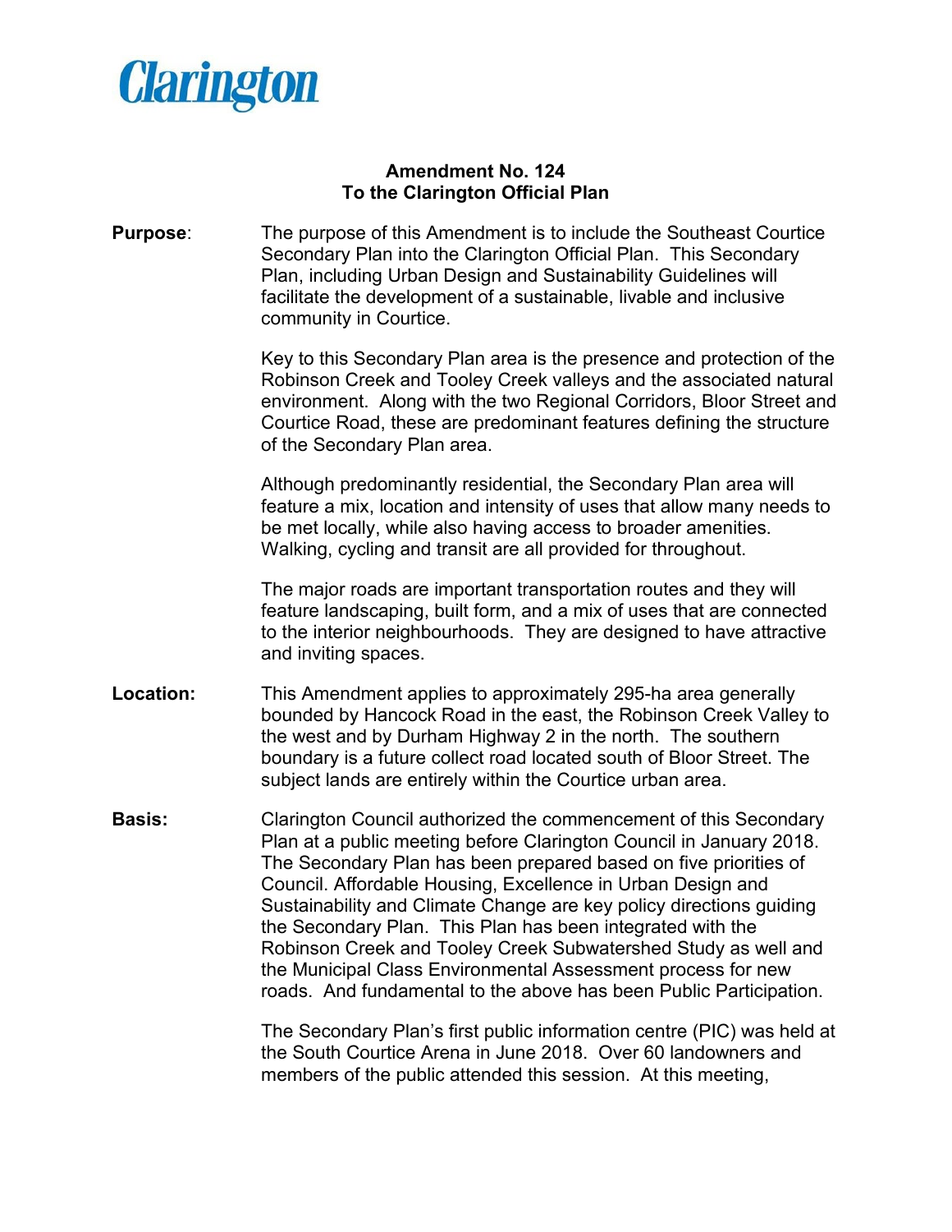Clarington

## Amendment No. 124
## To the Clarington Official Plan

**Purpose**: The purpose of this Amendment is to include the Southeast Courtice Secondary Plan into the Clarington Official Plan. This Secondary Plan, including Urban Design and Sustainability Guidelines will facilitate the development of a sustainable, livable and inclusive community in Courtice.

Key to this Secondary Plan area is the presence and protection of the Robinson Creek and Tooley Creek valleys and the associated natural environment. Along with the two Regional Corridors, Bloor Street and Courtice Road, these are predominant features defining the structure of the Secondary Plan area.

Although predominantly residential, the Secondary Plan area will feature a mix, location and intensity of uses that allow many needs to be met locally, while also having access to broader amenities. Walking, cycling and transit are all provided for throughout.

The major roads are important transportation routes and they will feature landscaping, built form, and a mix of uses that are connected to the interior neighbourhoods. They are designed to have attractive and inviting spaces.

**Location:** This Amendment applies to approximately 295-ha area generally bounded by Hancock Road in the east, the Robinson Creek Valley to the west and by Durham Highway 2 in the north. The southern boundary is a future collect road located south of Bloor Street. The subject lands are entirely within the Courtice urban area.

**Basis:** Clarington Council authorized the commencement of this Secondary Plan at a public meeting before Clarington Council in January 2018. The Secondary Plan has been prepared based on five priorities of Council. Affordable Housing, Excellence in Urban Design and Sustainability and Climate Change are key policy directions guiding the Secondary Plan. This Plan has been integrated with the Robinson Creek and Tooley Creek Subwatershed Study as well and the Municipal Class Environmental Assessment process for new roads. And fundamental to the above has been Public Participation.

The Secondary Plan's first public information centre (PIC) was held at the South Courtice Arena in June 2018. Over 60 landowners and members of the public attended this session. At this meeting,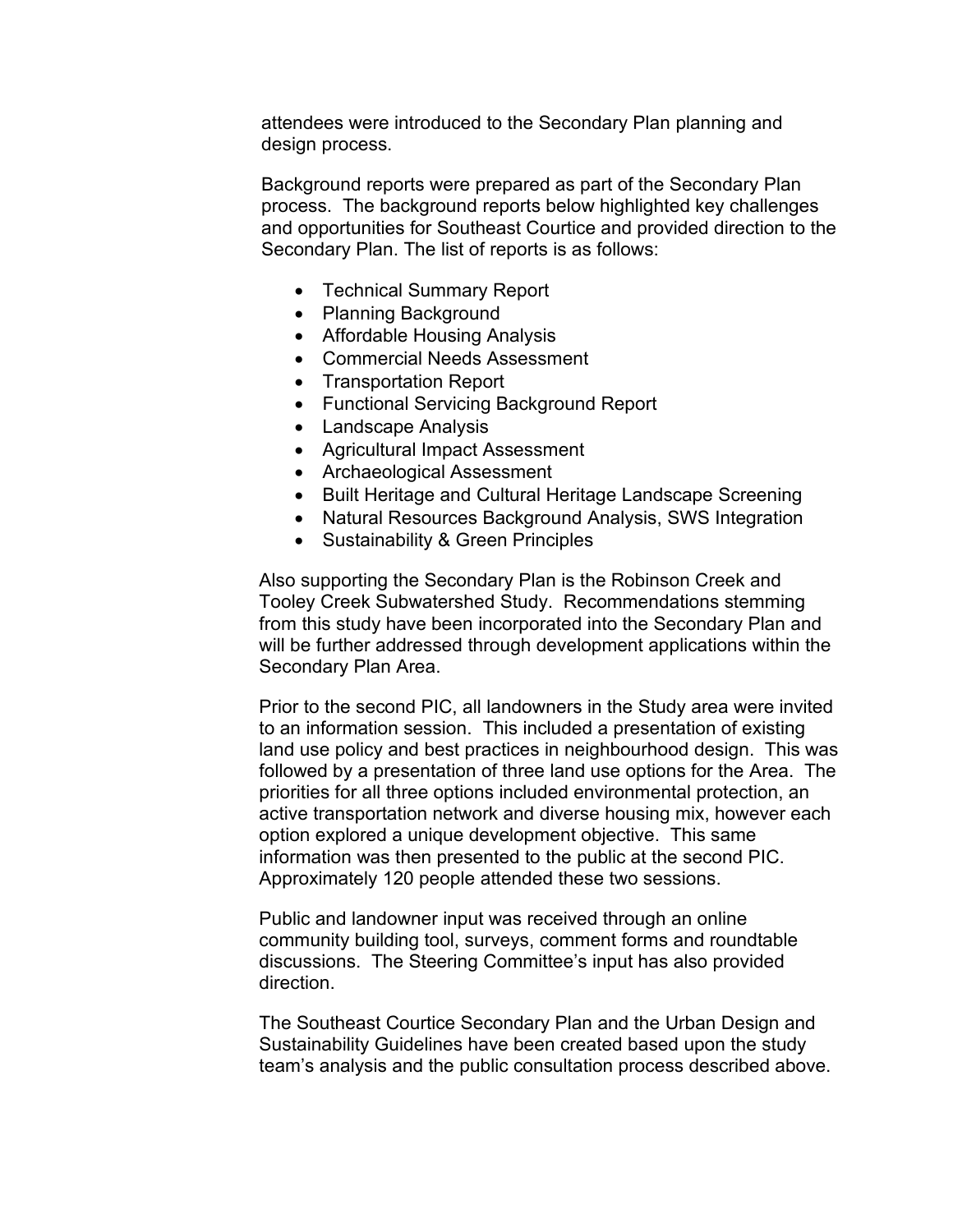attendees were introduced to the Secondary Plan planning and design process.

Background reports were prepared as part of the Secondary Plan process. The background reports below highlighted key challenges and opportunities for Southeast Courtice and provided direction to the Secondary Plan. The list of reports is as follows:

- Technical Summary Report
- Planning Background
- Affordable Housing Analysis
- Commercial Needs Assessment
- Transportation Report
- Functional Servicing Background Report
- Landscape Analysis
- Agricultural Impact Assessment
- Archaeological Assessment
- Built Heritage and Cultural Heritage Landscape Screening
- Natural Resources Background Analysis, SWS Integration
- Sustainability & Green Principles

Also supporting the Secondary Plan is the Robinson Creek and Tooley Creek Subwatershed Study. Recommendations stemming from this study have been incorporated into the Secondary Plan and will be further addressed through development applications within the Secondary Plan Area.

Prior to the second PIC, all landowners in the Study area were invited to an information session. This included a presentation of existing land use policy and best practices in neighbourhood design. This was followed by a presentation of three land use options for the Area. The priorities for all three options included environmental protection, an active transportation network and diverse housing mix, however each option explored a unique development objective. This same information was then presented to the public at the second PIC. Approximately 120 people attended these two sessions.

Public and landowner input was received through an online community building tool, surveys, comment forms and roundtable discussions. The Steering Committee's input has also provided direction.

The Southeast Courtice Secondary Plan and the Urban Design and Sustainability Guidelines have been created based upon the study team's analysis and the public consultation process described above.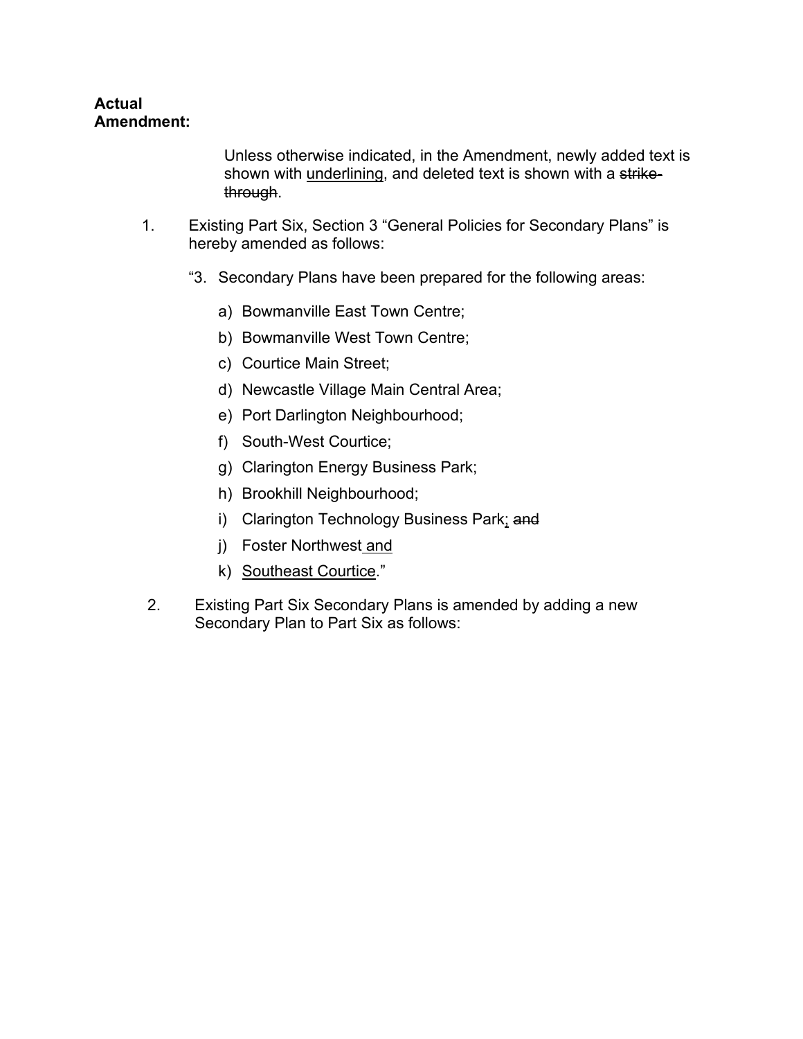**Actual Amendment:**

Unless otherwise indicated, in the Amendment, newly added text is shown with <u>underlining</u>, and deleted text is shown with a ~~strike-through~~.

1. Existing Part Six, Section 3 "General Policies for Secondary Plans" is hereby amended as follows:

   "3. Secondary Plans have been prepared for the following areas:

   a) Bowmanville East Town Centre;
   b) Bowmanville West Town Centre;
   c) Courtice Main Street;
   d) Newcastle Village Main Central Area;
   e) Port Darlington Neighbourhood;
   f) South-West Courtice;
   g) Clarington Energy Business Park;
   h) Brookhill Neighbourhood;
   i) Clarington Technology Business Park<u>;</u> ~~and~~
   j) Foster Northwest<u> and</u>
   k) <u>Southeast Courtice</u>."

2. Existing Part Six Secondary Plans is amended by adding a new Secondary Plan to Part Six as follows: